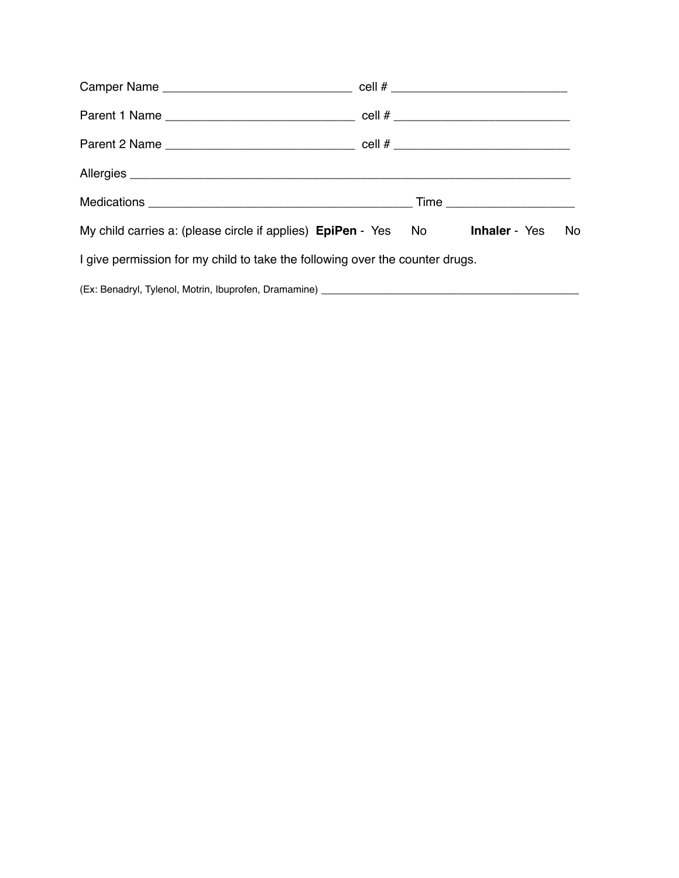Camper Name ____________________________ cell # __________________________

Parent 1 Name ____________________________ cell # __________________________

Parent 2 Name ____________________________ cell # __________________________

Allergies _____________________________________________________________________

Medications ________________________________________ Time ___________________

My child carries a: (please circle if applies) **EpiPen** - Yes No **Inhaler** - Yes No

I give permission for my child to take the following over the counter drugs.

(Ex: Benadryl, Tylenol, Motrin, Ibuprofen, Dramamine) _____________________________________________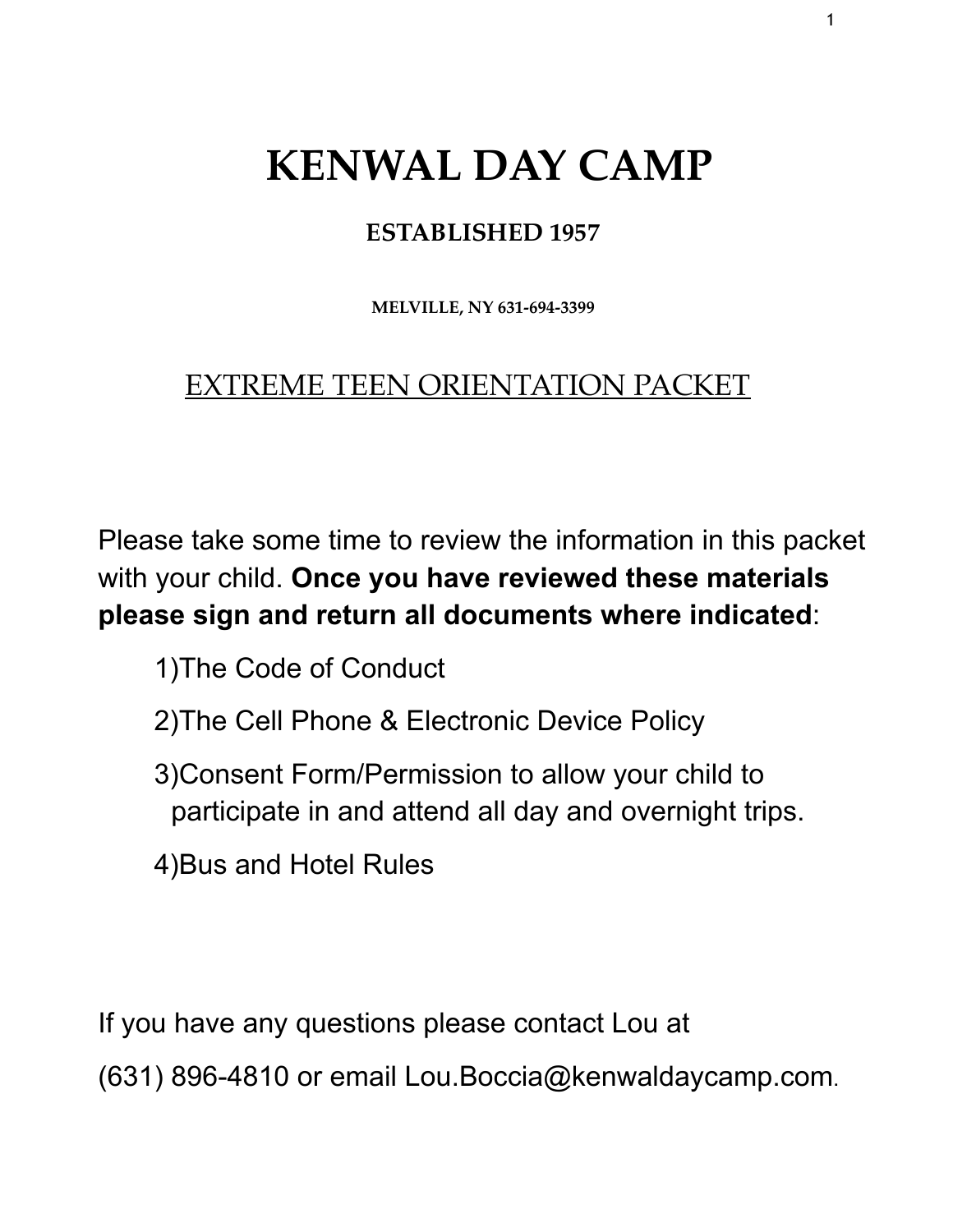# KENWAL DAY CAMP

### ESTABLISHED 1957

MELVILLE, NY 631-694-3399

## EXTREME TEEN ORIENTATION PACKET

Please take some time to review the information in this packet with your child. **Once you have reviewed these materials please sign and return all documents where indicated**:

1) The Code of Conduct
2) The Cell Phone & Electronic Device Policy
3) Consent Form/Permission to allow your child to participate in and attend all day and overnight trips.
4) Bus and Hotel Rules

If you have any questions please contact Lou at

(631) 896-4810 or email Lou.Boccia@kenwaldaycamp.com.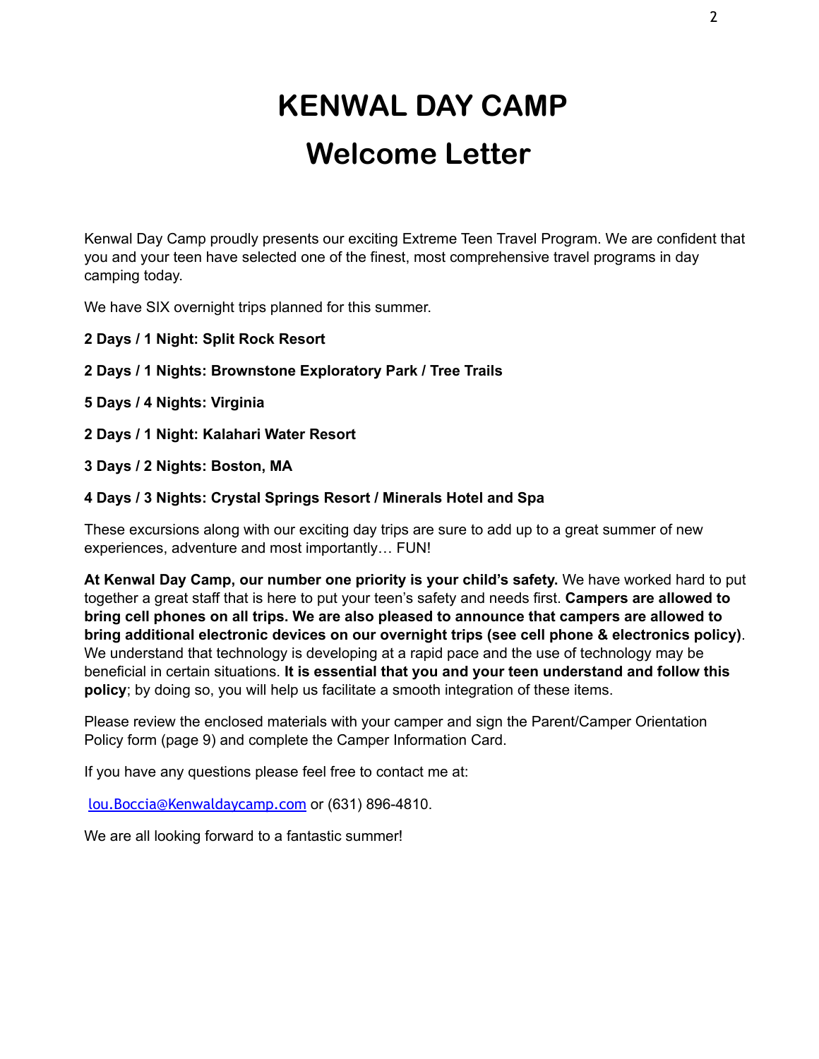# KENWAL DAY CAMP

# Welcome Letter

Kenwal Day Camp proudly presents our exciting Extreme Teen Travel Program. We are confident that you and your teen have selected one of the finest, most comprehensive travel programs in day camping today.

We have SIX overnight trips planned for this summer.

**2 Days / 1 Night: Split Rock Resort**

**2 Days / 1 Nights: Brownstone Exploratory Park / Tree Trails**

**5 Days / 4 Nights: Virginia**

**2 Days / 1 Night: Kalahari Water Resort**

**3 Days / 2 Nights: Boston, MA**

**4 Days / 3 Nights: Crystal Springs Resort / Minerals Hotel and Spa**

These excursions along with our exciting day trips are sure to add up to a great summer of new experiences, adventure and most importantly… FUN!

**At Kenwal Day Camp, our number one priority is your child's safety.** We have worked hard to put together a great staff that is here to put your teen's safety and needs first. **Campers are allowed to bring cell phones on all trips. We are also pleased to announce that campers are allowed to bring additional electronic devices on our overnight trips (see cell phone & electronics policy)**. We understand that technology is developing at a rapid pace and the use of technology may be beneficial in certain situations. **It is essential that you and your teen understand and follow this policy**; by doing so, you will help us facilitate a smooth integration of these items.

Please review the enclosed materials with your camper and sign the Parent/Camper Orientation Policy form (page 9) and complete the Camper Information Card.

If you have any questions please feel free to contact me at:

lou.Boccia@Kenwaldaycamp.com or (631) 896-4810.

We are all looking forward to a fantastic summer!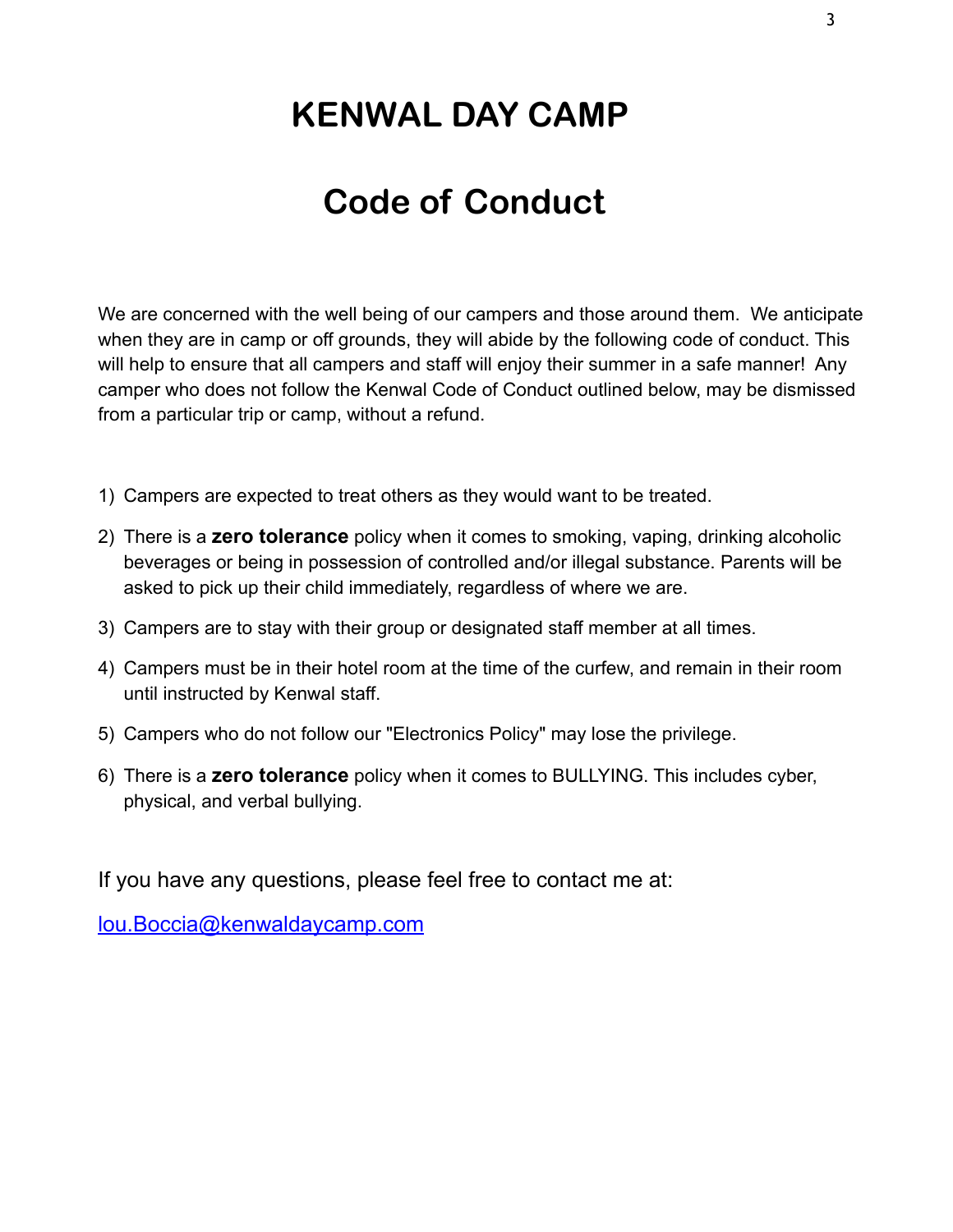# KENWAL DAY CAMP

## Code of Conduct

We are concerned with the well being of our campers and those around them. We anticipate when they are in camp or off grounds, they will abide by the following code of conduct. This will help to ensure that all campers and staff will enjoy their summer in a safe manner! Any camper who does not follow the Kenwal Code of Conduct outlined below, may be dismissed from a particular trip or camp, without a refund.

1) Campers are expected to treat others as they would want to be treated.
2) There is a **zero tolerance** policy when it comes to smoking, vaping, drinking alcoholic beverages or being in possession of controlled and/or illegal substance. Parents will be asked to pick up their child immediately, regardless of where we are.
3) Campers are to stay with their group or designated staff member at all times.
4) Campers must be in their hotel room at the time of the curfew, and remain in their room until instructed by Kenwal staff.
5) Campers who do not follow our "Electronics Policy" may lose the privilege.
6) There is a **zero tolerance** policy when it comes to BULLYING. This includes cyber, physical, and verbal bullying.

If you have any questions, please feel free to contact me at:

[lou.Boccia@kenwaldaycamp.com](mailto:lou.Boccia@kenwaldaycamp.com)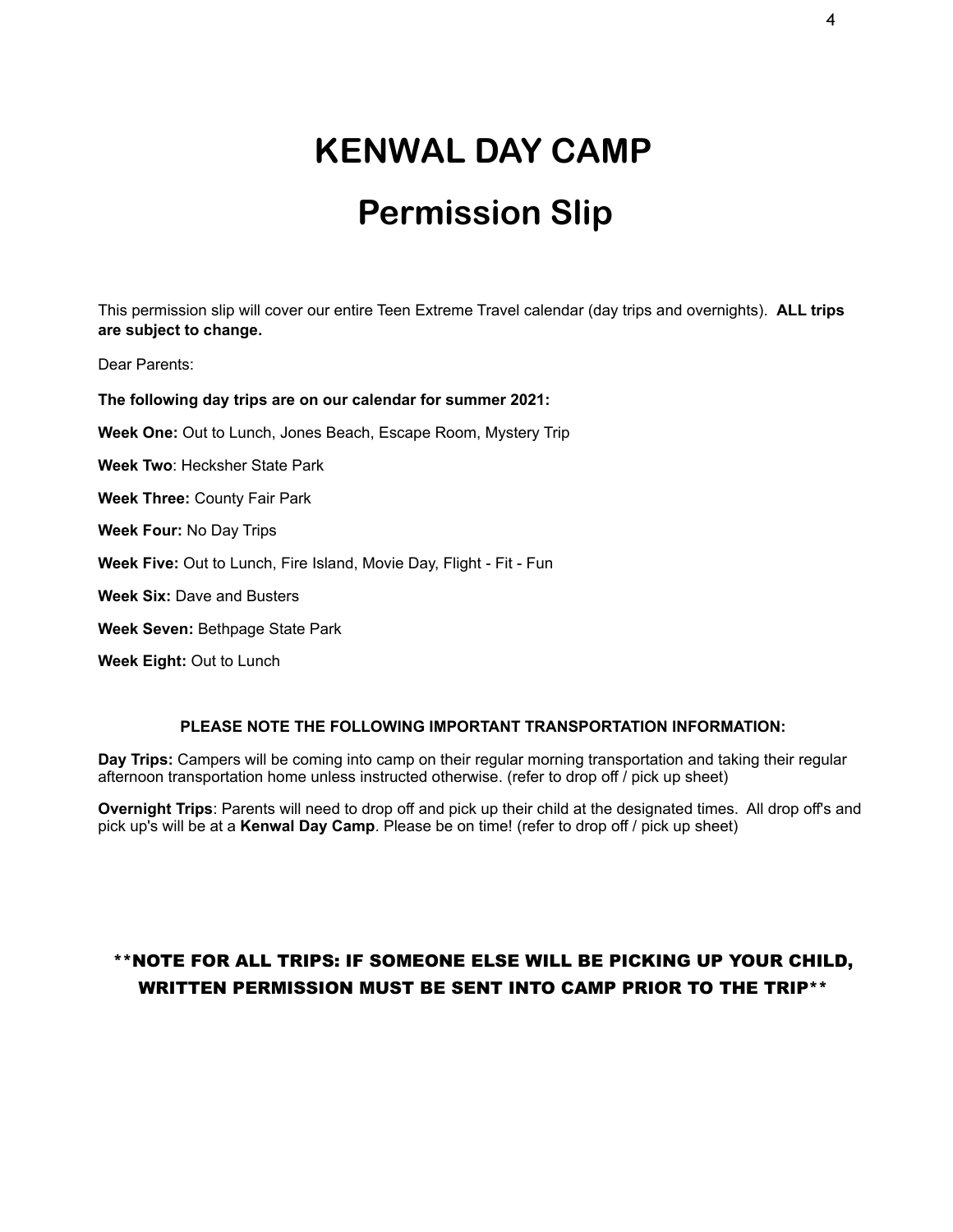# KENWAL DAY CAMP

# Permission Slip

This permission slip will cover our entire Teen Extreme Travel calendar (day trips and overnights). **ALL trips are subject to change.**

Dear Parents:

**The following day trips are on our calendar for summer 2021:**

**Week One:** Out to Lunch, Jones Beach, Escape Room, Mystery Trip

**Week Two**: Hecksher State Park

**Week Three:** County Fair Park

**Week Four:** No Day Trips

**Week Five:** Out to Lunch, Fire Island, Movie Day, Flight - Fit - Fun

**Week Six:** Dave and Busters

**Week Seven:** Bethpage State Park

**Week Eight:** Out to Lunch

**PLEASE NOTE THE FOLLOWING IMPORTANT TRANSPORTATION INFORMATION:**

**Day Trips:** Campers will be coming into camp on their regular morning transportation and taking their regular afternoon transportation home unless instructed otherwise. (refer to drop off / pick up sheet)

**Overnight Trips**: Parents will need to drop off and pick up their child at the designated times. All drop off's and pick up's will be at a **Kenwal Day Camp**. Please be on time! (refer to drop off / pick up sheet)

**\*\*NOTE FOR ALL TRIPS: IF SOMEONE ELSE WILL BE PICKING UP YOUR CHILD, WRITTEN PERMISSION MUST BE SENT INTO CAMP PRIOR TO THE TRIP\*\***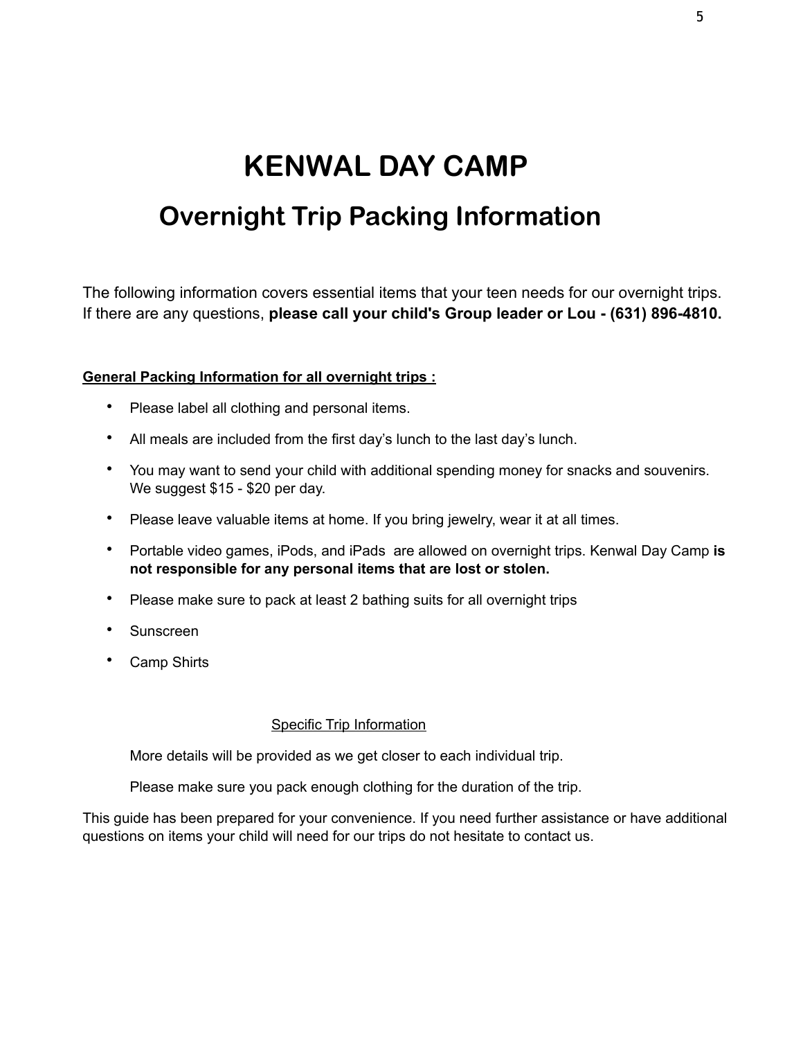# KENWAL DAY CAMP

## Overnight Trip Packing Information

The following information covers essential items that your teen needs for our overnight trips. If there are any questions, **please call your child's Group leader or Lou - (631) 896-4810.**

**General Packing Information for all overnight trips :**

- Please label all clothing and personal items.
- All meals are included from the first day's lunch to the last day's lunch.
- You may want to send your child with additional spending money for snacks and souvenirs. We suggest $15 - $20 per day.
- Please leave valuable items at home. If you bring jewelry, wear it at all times.
- Portable video games, iPods, and iPads are allowed on overnight trips. Kenwal Day Camp **is not responsible for any personal items that are lost or stolen.**
- Please make sure to pack at least 2 bathing suits for all overnight trips
- Sunscreen
- Camp Shirts

Specific Trip Information

More details will be provided as we get closer to each individual trip.

Please make sure you pack enough clothing for the duration of the trip.

This guide has been prepared for your convenience. If you need further assistance or have additional questions on items your child will need for our trips do not hesitate to contact us.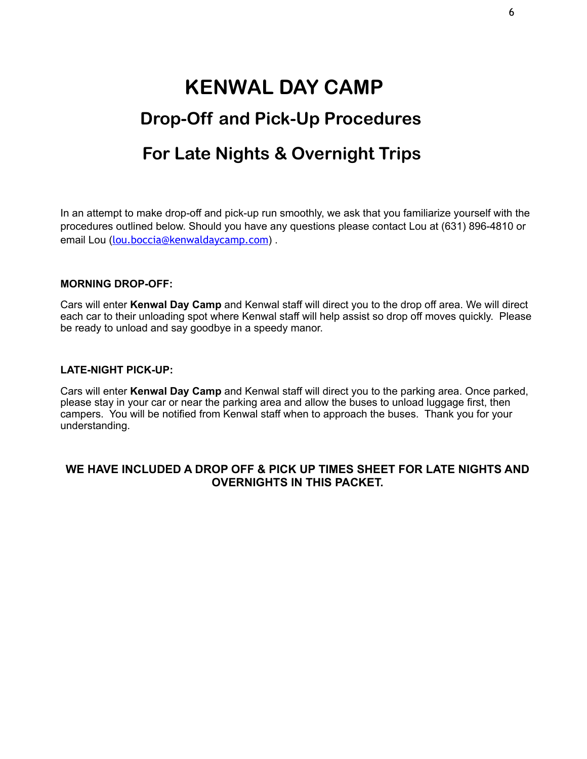# KENWAL DAY CAMP

## Drop-Off and Pick-Up Procedures

## For Late Nights & Overnight Trips

In an attempt to make drop-off and pick-up run smoothly, we ask that you familiarize yourself with the procedures outlined below. Should you have any questions please contact Lou at (631) 896-4810 or email Lou (lou.boccia@kenwaldaycamp.com) .

**MORNING DROP-OFF:**

Cars will enter **Kenwal Day Camp** and Kenwal staff will direct you to the drop off area. We will direct each car to their unloading spot where Kenwal staff will help assist so drop off moves quickly. Please be ready to unload and say goodbye in a speedy manor.

**LATE-NIGHT PICK-UP:**

Cars will enter **Kenwal Day Camp** and Kenwal staff will direct you to the parking area. Once parked, please stay in your car or near the parking area and allow the buses to unload luggage first, then campers. You will be notified from Kenwal staff when to approach the buses. Thank you for your understanding.

**WE HAVE INCLUDED A DROP OFF & PICK UP TIMES SHEET FOR LATE NIGHTS AND OVERNIGHTS IN THIS PACKET.**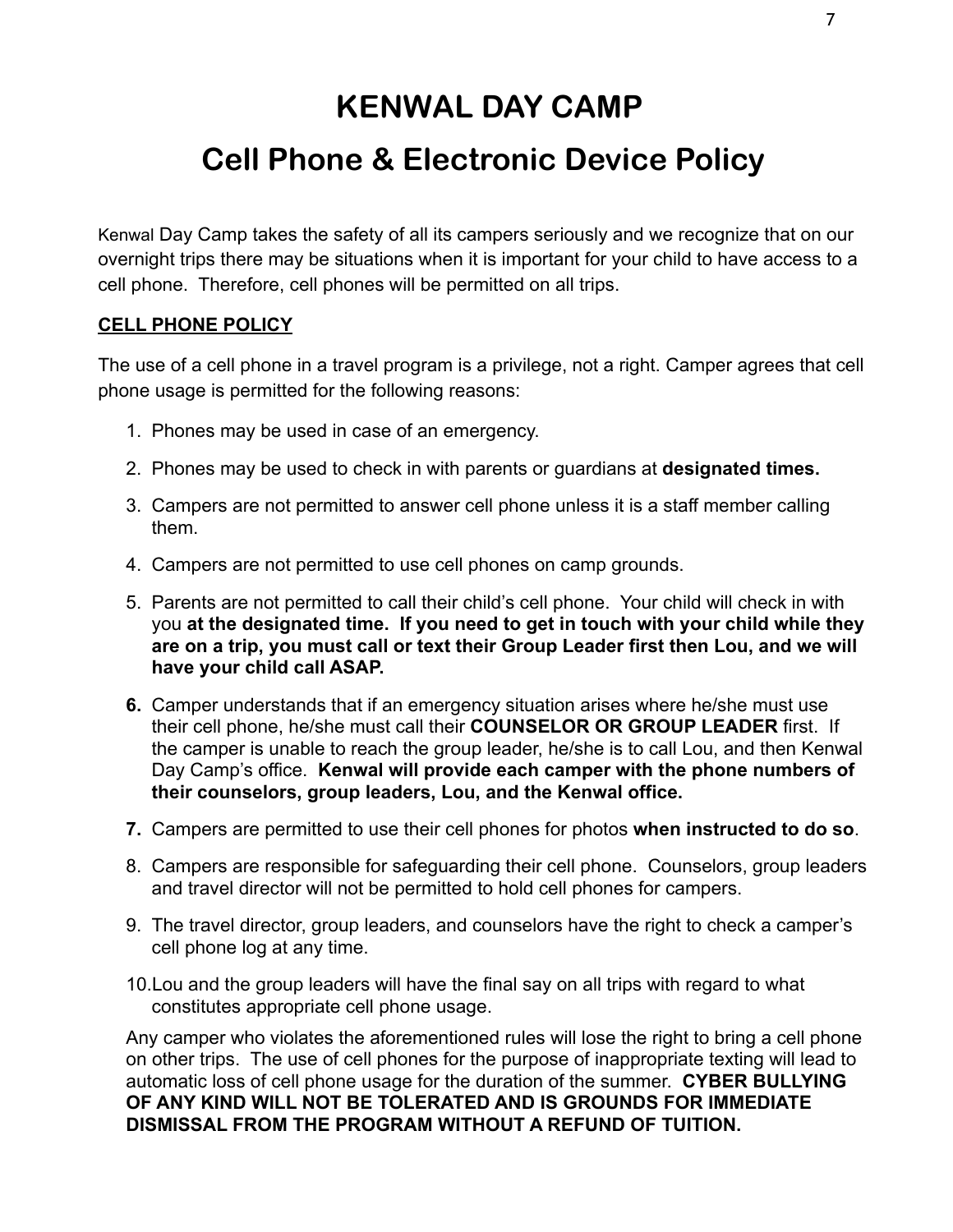# KENWAL DAY CAMP

# Cell Phone & Electronic Device Policy

Kenwal Day Camp takes the safety of all its campers seriously and we recognize that on our overnight trips there may be situations when it is important for your child to have access to a cell phone. Therefore, cell phones will be permitted on all trips.

**CELL PHONE POLICY**

The use of a cell phone in a travel program is a privilege, not a right. Camper agrees that cell phone usage is permitted for the following reasons:

1. Phones may be used in case of an emergency.
2. Phones may be used to check in with parents or guardians at **designated times.**
3. Campers are not permitted to answer cell phone unless it is a staff member calling them.
4. Campers are not permitted to use cell phones on camp grounds.
5. Parents are not permitted to call their child's cell phone. Your child will check in with you **at the designated time. If you need to get in touch with your child while they are on a trip, you must call or text their Group Leader first then Lou, and we will have your child call ASAP.**
6. Camper understands that if an emergency situation arises where he/she must use their cell phone, he/she must call their **COUNSELOR OR GROUP LEADER** first. If the camper is unable to reach the group leader, he/she is to call Lou, and then Kenwal Day Camp's office. **Kenwal will provide each camper with the phone numbers of their counselors, group leaders, Lou, and the Kenwal office.**
7. Campers are permitted to use their cell phones for photos **when instructed to do so**.
8. Campers are responsible for safeguarding their cell phone. Counselors, group leaders and travel director will not be permitted to hold cell phones for campers.
9. The travel director, group leaders, and counselors have the right to check a camper's cell phone log at any time.
10. Lou and the group leaders will have the final say on all trips with regard to what constitutes appropriate cell phone usage.

Any camper who violates the aforementioned rules will lose the right to bring a cell phone on other trips. The use of cell phones for the purpose of inappropriate texting will lead to automatic loss of cell phone usage for the duration of the summer. **CYBER BULLYING OF ANY KIND WILL NOT BE TOLERATED AND IS GROUNDS FOR IMMEDIATE DISMISSAL FROM THE PROGRAM WITHOUT A REFUND OF TUITION.**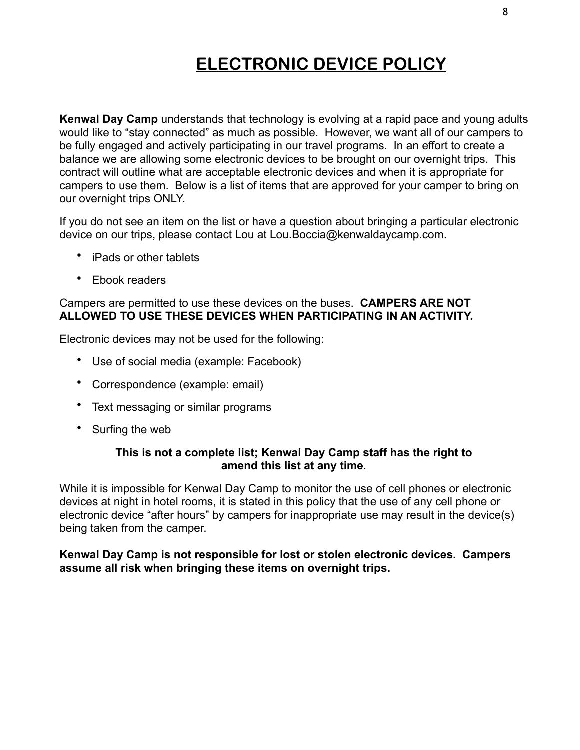# ELECTRONIC DEVICE POLICY

**Kenwal Day Camp** understands that technology is evolving at a rapid pace and young adults would like to "stay connected" as much as possible. However, we want all of our campers to be fully engaged and actively participating in our travel programs. In an effort to create a balance we are allowing some electronic devices to be brought on our overnight trips. This contract will outline what are acceptable electronic devices and when it is appropriate for campers to use them. Below is a list of items that are approved for your camper to bring on our overnight trips ONLY.

If you do not see an item on the list or have a question about bringing a particular electronic device on our trips, please contact Lou at Lou.Boccia@kenwaldaycamp.com.

- iPads or other tablets
- Ebook readers

Campers are permitted to use these devices on the buses. **CAMPERS ARE NOT ALLOWED TO USE THESE DEVICES WHEN PARTICIPATING IN AN ACTIVITY.**

Electronic devices may not be used for the following:

- Use of social media (example: Facebook)
- Correspondence (example: email)
- Text messaging or similar programs
- Surfing the web

**This is not a complete list; Kenwal Day Camp staff has the right to amend this list at any time**.

While it is impossible for Kenwal Day Camp to monitor the use of cell phones or electronic devices at night in hotel rooms, it is stated in this policy that the use of any cell phone or electronic device "after hours" by campers for inappropriate use may result in the device(s) being taken from the camper.

**Kenwal Day Camp is not responsible for lost or stolen electronic devices. Campers assume all risk when bringing these items on overnight trips.**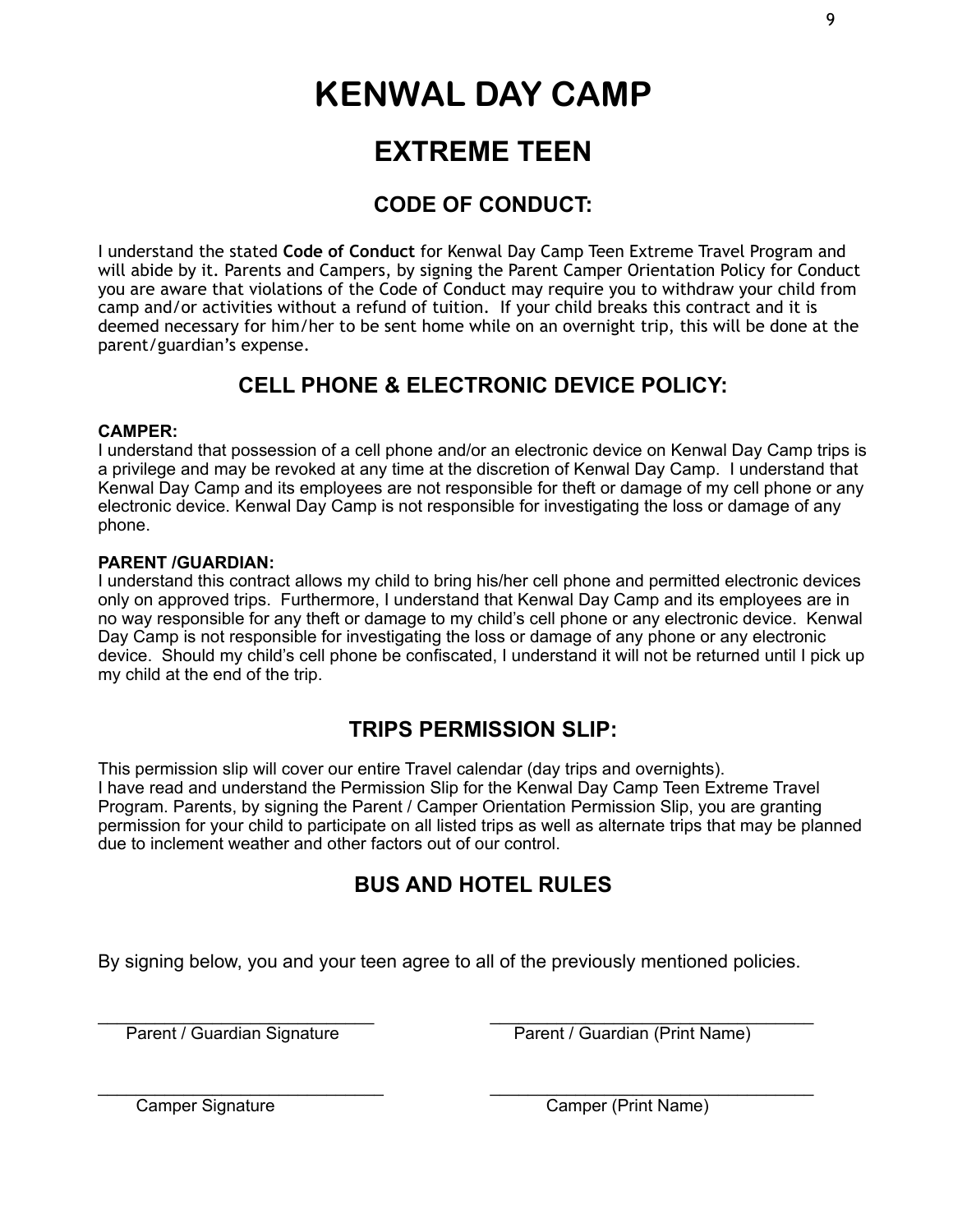# KENWAL DAY CAMP

## EXTREME TEEN

### CODE OF CONDUCT:

I understand the stated **Code of Conduct** for Kenwal Day Camp Teen Extreme Travel Program and will abide by it. Parents and Campers, by signing the Parent Camper Orientation Policy for Conduct you are aware that violations of the Code of Conduct may require you to withdraw your child from camp and/or activities without a refund of tuition. If your child breaks this contract and it is deemed necessary for him/her to be sent home while on an overnight trip, this will be done at the parent/guardian's expense.

### CELL PHONE & ELECTRONIC DEVICE POLICY:

**CAMPER:**
I understand that possession of a cell phone and/or an electronic device on Kenwal Day Camp trips is a privilege and may be revoked at any time at the discretion of Kenwal Day Camp. I understand that Kenwal Day Camp and its employees are not responsible for theft or damage of my cell phone or any electronic device. Kenwal Day Camp is not responsible for investigating the loss or damage of any phone.

**PARENT /GUARDIAN:**
I understand this contract allows my child to bring his/her cell phone and permitted electronic devices only on approved trips. Furthermore, I understand that Kenwal Day Camp and its employees are in no way responsible for any theft or damage to my child's cell phone or any electronic device. Kenwal Day Camp is not responsible for investigating the loss or damage of any phone or any electronic device. Should my child's cell phone be confiscated, I understand it will not be returned until I pick up my child at the end of the trip.

### TRIPS PERMISSION SLIP:

This permission slip will cover our entire Travel calendar (day trips and overnights).
I have read and understand the Permission Slip for the Kenwal Day Camp Teen Extreme Travel Program. Parents, by signing the Parent / Camper Orientation Permission Slip, you are granting permission for your child to participate on all listed trips as well as alternate trips that may be planned due to inclement weather and other factors out of our control.

### BUS AND HOTEL RULES

By signing below, you and your teen agree to all of the previously mentioned policies.

\_\_\_\_\_\_\_\_\_\_\_\_\_\_\_\_\_\_\_\_\_\_\_\_\_\_\_\_\_\_ Parent / Guardian Signature

\_\_\_\_\_\_\_\_\_\_\_\_\_\_\_\_\_\_\_\_\_\_\_\_\_\_\_\_\_\_ Parent / Guardian (Print Name)

\_\_\_\_\_\_\_\_\_\_\_\_\_\_\_\_\_\_\_\_\_\_\_\_\_\_\_\_\_\_ Camper Signature

\_\_\_\_\_\_\_\_\_\_\_\_\_\_\_\_\_\_\_\_\_\_\_\_\_\_\_\_\_\_ Camper (Print Name)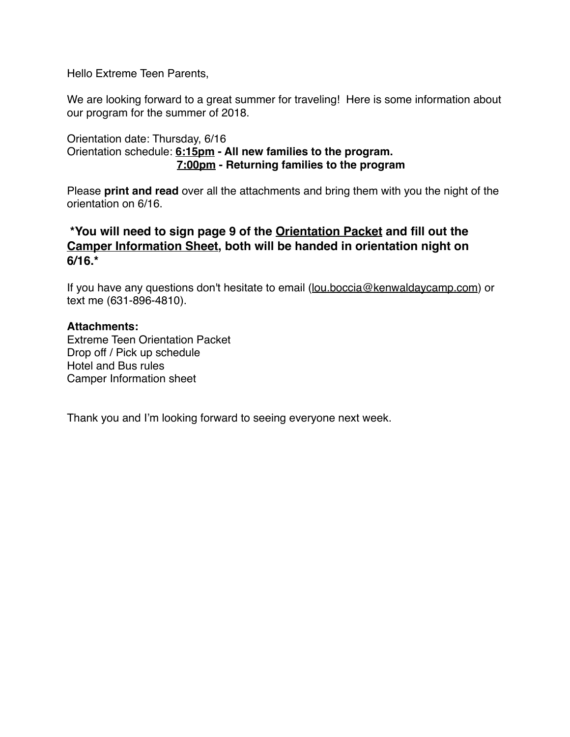Hello Extreme Teen Parents,

We are looking forward to a great summer for traveling! Here is some information about our program for the summer of 2018.

Orientation date: Thursday, 6/16
Orientation schedule: **6:15pm - All new families to the program.**
**7:00pm - Returning families to the program**

Please **print and read** over all the attachments and bring them with you the night of the orientation on 6/16.

**\*You will need to sign page 9 of the Orientation Packet and fill out the Camper Information Sheet, both will be handed in orientation night on 6/16.\***

If you have any questions don't hesitate to email (lou.boccia@kenwaldaycamp.com) or text me (631-896-4810).

**Attachments:**
Extreme Teen Orientation Packet
Drop off / Pick up schedule
Hotel and Bus rules
Camper Information sheet

Thank you and I'm looking forward to seeing everyone next week.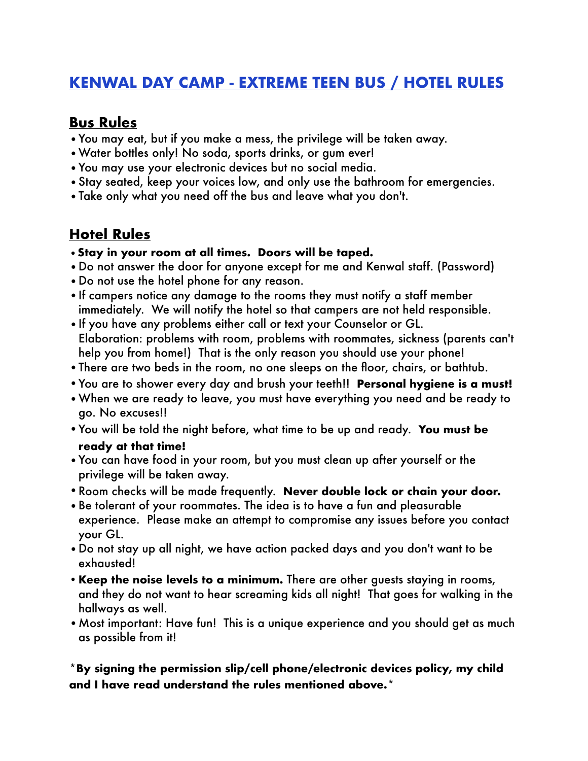# KENWAL DAY CAMP - EXTREME TEEN BUS / HOTEL RULES

## Bus Rules

- You may eat, but if you make a mess, the privilege will be taken away.
- Water bottles only! No soda, sports drinks, or gum ever!
- You may use your electronic devices but no social media.
- Stay seated, keep your voices low, and only use the bathroom for emergencies.
- Take only what you need off the bus and leave what you don't.

## Hotel Rules

- **Stay in your room at all times. Doors will be taped.**
- Do not answer the door for anyone except for me and Kenwal staff. (Password)
- Do not use the hotel phone for any reason.
- If campers notice any damage to the rooms they must notify a staff member immediately. We will notify the hotel so that campers are not held responsible.
- If you have any problems either call or text your Counselor or GL. Elaboration: problems with room, problems with roommates, sickness (parents can't help you from home!) That is the only reason you should use your phone!
- There are two beds in the room, no one sleeps on the floor, chairs, or bathtub.
- You are to shower every day and brush your teeth!! **Personal hygiene is a must!**
- When we are ready to leave, you must have everything you need and be ready to go. No excuses!!
- You will be told the night before, what time to be up and ready. **You must be ready at that time!**
- You can have food in your room, but you must clean up after yourself or the privilege will be taken away.
- Room checks will be made frequently. **Never double lock or chain your door.**
- Be tolerant of your roommates. The idea is to have a fun and pleasurable experience. Please make an attempt to compromise any issues before you contact your GL.
- Do not stay up all night, we have action packed days and you don't want to be exhausted!
- **Keep the noise levels to a minimum.** There are other guests staying in rooms, and they do not want to hear screaming kids all night! That goes for walking in the hallways as well.
- Most important: Have fun! This is a unique experience and you should get as much as possible from it!

*\*By signing the permission slip/cell phone/electronic devices policy, my child and I have read understand the rules mentioned above.\**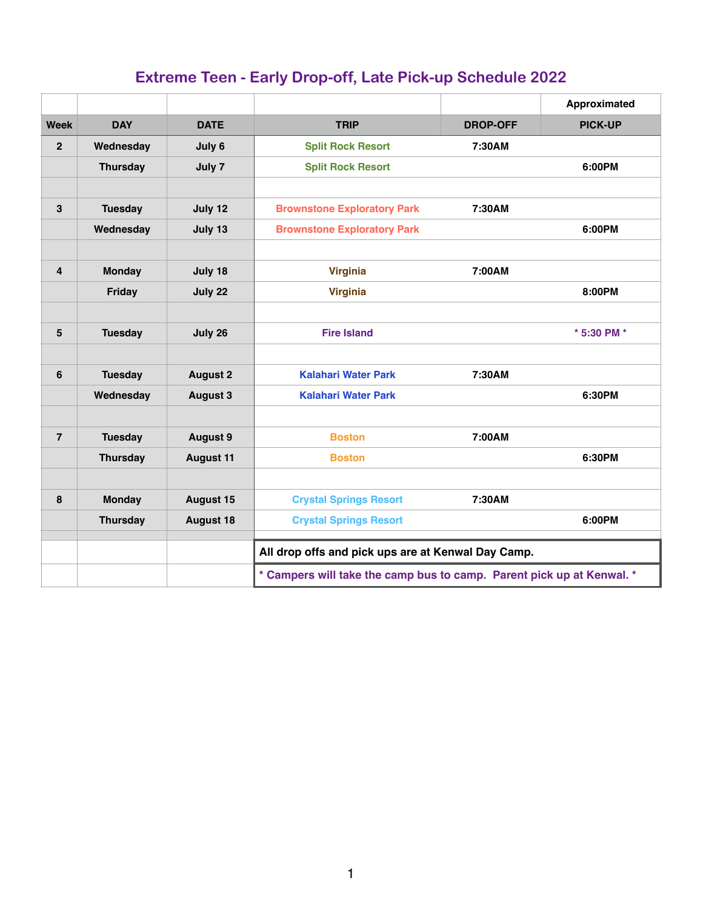# Extreme Teen - Early Drop-off, Late Pick-up Schedule 2022

| | | | | | Approximated |
|---|---|---|---|---|---|
| **Week** | **DAY** | **DATE** | **TRIP** | **DROP-OFF** | **PICK-UP** |
| 2 | Wednesday | July 6 | Split Rock Resort | 7:30AM | |
| | Thursday | July 7 | Split Rock Resort | | 6:00PM |
| | | | | | |
| 3 | Tuesday | July 12 | Brownstone Exploratory Park | 7:30AM | |
| | Wednesday | July 13 | Brownstone Exploratory Park | | 6:00PM |
| | | | | | |
| 4 | Monday | July 18 | Virginia | 7:00AM | |
| | Friday | July 22 | Virginia | | 8:00PM |
| | | | | | |
| 5 | Tuesday | July 26 | Fire Island | | * 5:30 PM * |
| | | | | | |
| 6 | Tuesday | August 2 | Kalahari Water Park | 7:30AM | |
| | Wednesday | August 3 | Kalahari Water Park | | 6:30PM |
| | | | | | |
| 7 | Tuesday | August 9 | Boston | 7:00AM | |
| | Thursday | August 11 | Boston | | 6:30PM |
| | | | | | |
| 8 | Monday | August 15 | Crystal Springs Resort | 7:30AM | |
| | Thursday | August 18 | Crystal Springs Resort | | 6:00PM |

**All drop offs and pick ups are at Kenwal Day Camp.**

**\* Campers will take the camp bus to camp. Parent pick up at Kenwal. \***